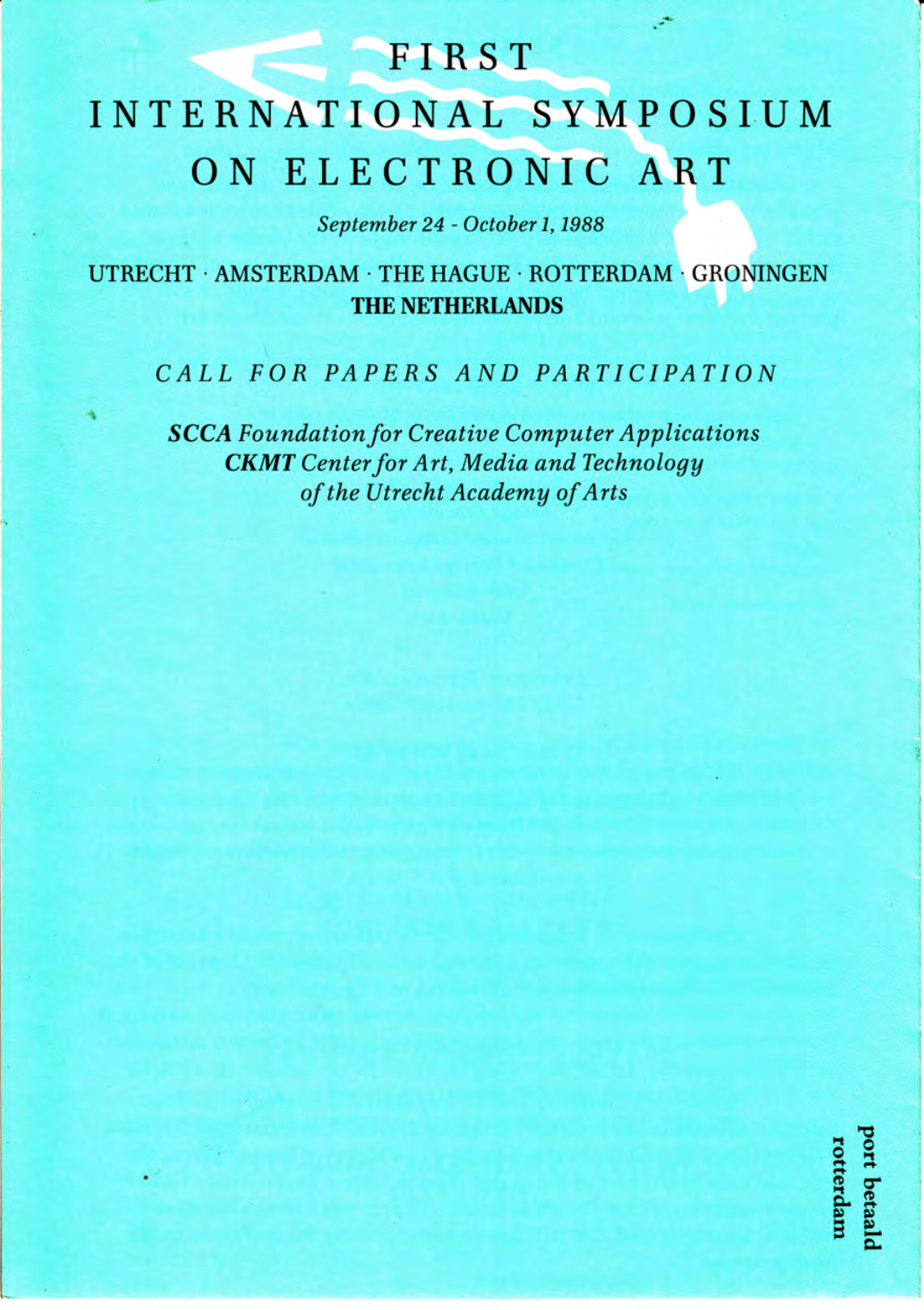# FIRST INTERNATIONAL SYMPOSIUM ON ELECTRONIC ART

*September 24 - October 1, 1988*

UTRECHT · AMSTERDAM · THE HAGUE · ROTTERDAM · GRONINGEN
**THE NETHERLANDS**

## *CALL FOR PAPERS AND PARTICIPATION*

***SCCA** Foundation for Creative Computer Applications*
***CKMT** Center for Art, Media and Technology*
*of the Utrecht Academy of Arts*

port betaald
rotterdam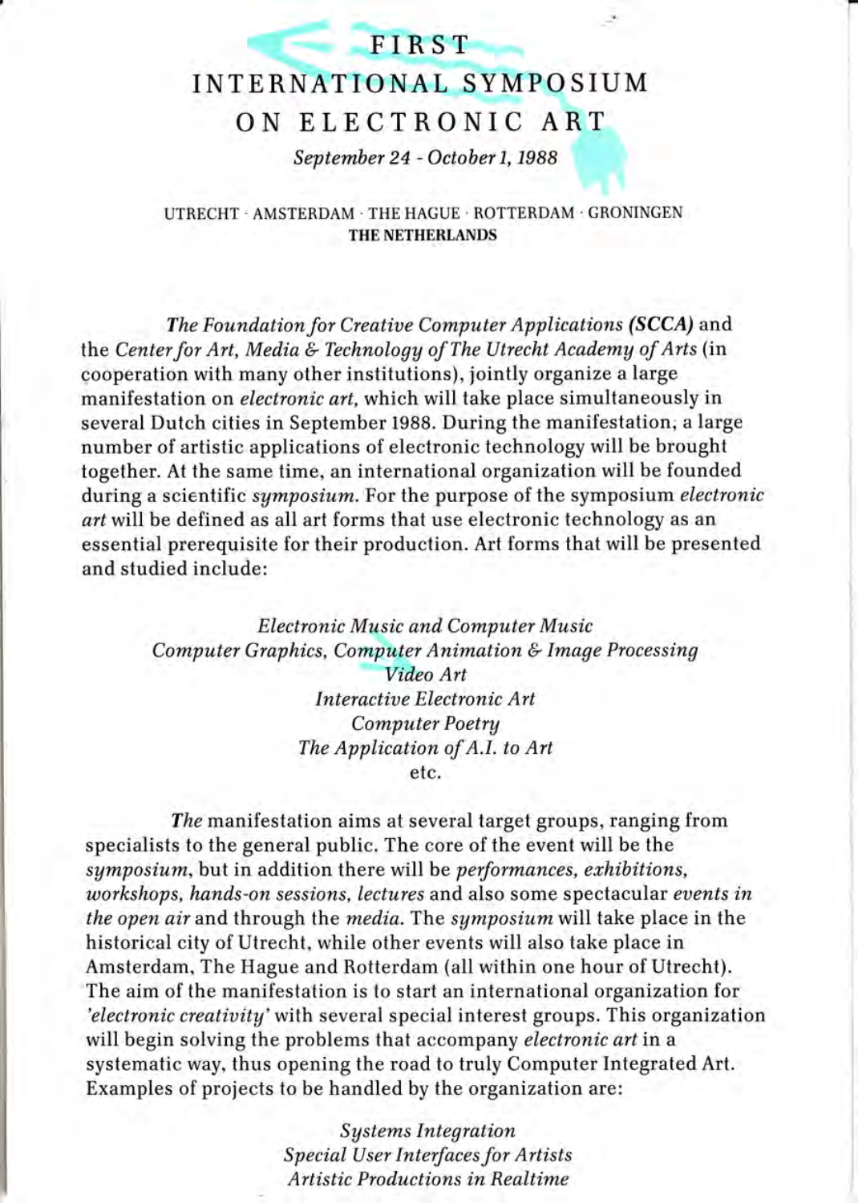# FIRST INTERNATIONAL SYMPOSIUM ON ELECTRONIC ART

*September 24 - October 1, 1988*

UTRECHT · AMSTERDAM · THE HAGUE · ROTTERDAM · GRONINGEN
**THE NETHERLANDS**

*The Foundation for Creative Computer Applications* ***(SCCA)*** and the *Center for Art, Media & Technology of The Utrecht Academy of Arts* (in cooperation with many other institutions), jointly organize a large manifestation on *electronic art*, which will take place simultaneously in several Dutch cities in September 1988. During the manifestation, a large number of artistic applications of electronic technology will be brought together. At the same time, an international organization will be founded during a scientific *symposium*. For the purpose of the symposium *electronic art* will be defined as all art forms that use electronic technology as an essential prerequisite for their production. Art forms that will be presented and studied include:

*Electronic Music and Computer Music*
*Computer Graphics, Computer Animation & Image Processing*
*Video Art*
*Interactive Electronic Art*
*Computer Poetry*
*The Application of A.I. to Art*
etc.

*The* manifestation aims at several target groups, ranging from specialists to the general public. The core of the event will be the *symposium*, but in addition there will be *performances, exhibitions, workshops, hands-on sessions, lectures* and also some spectacular *events in the open air* and through the *media*. The *symposium* will take place in the historical city of Utrecht, while other events will also take place in Amsterdam, The Hague and Rotterdam (all within one hour of Utrecht). The aim of the manifestation is to start an international organization for *'electronic creativity'* with several special interest groups. This organization will begin solving the problems that accompany *electronic art* in a systematic way, thus opening the road to truly Computer Integrated Art. Examples of projects to be handled by the organization are:

*Systems Integration*
*Special User Interfaces for Artists*
*Artistic Productions in Realtime*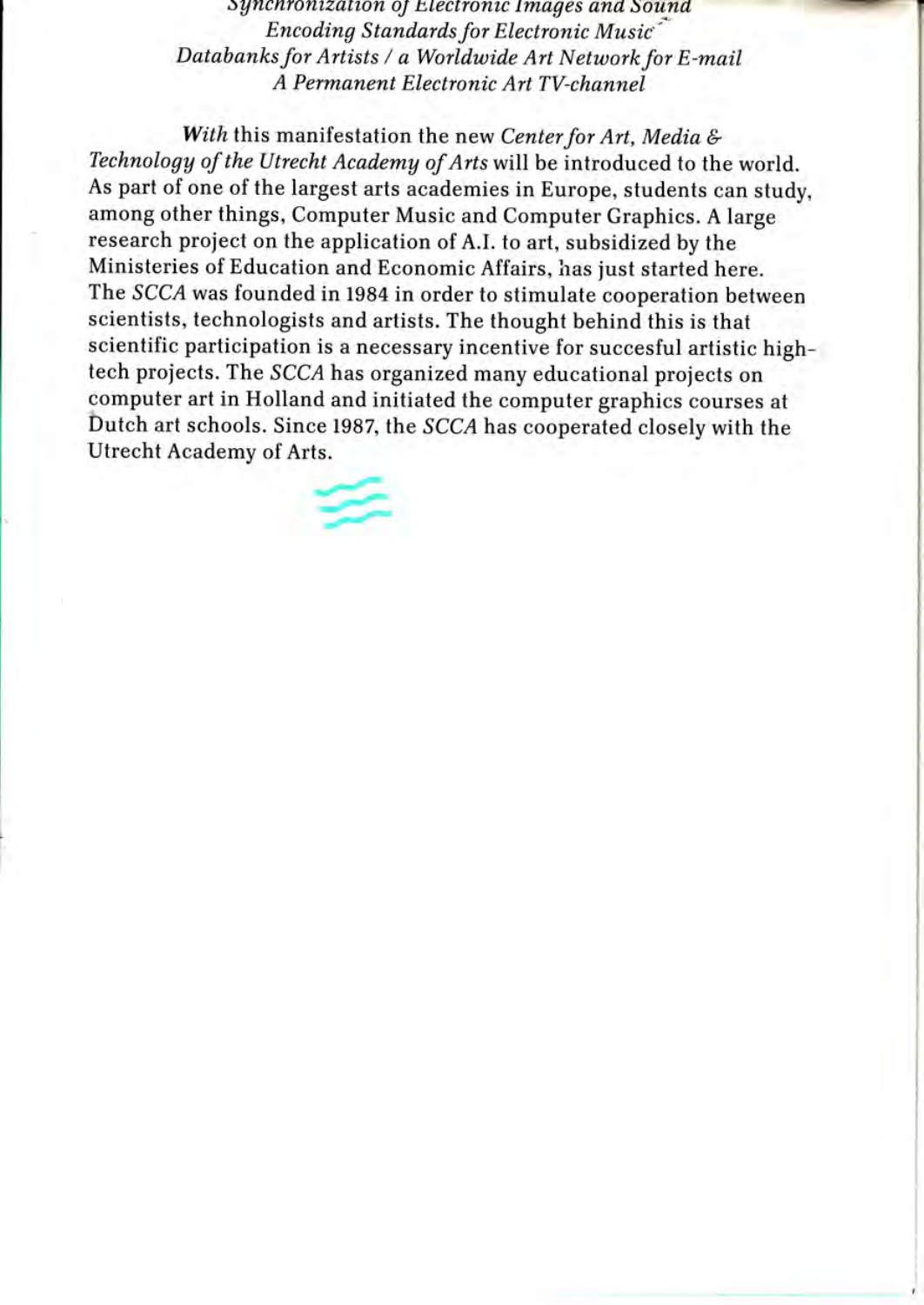*Synchronization of Electronic Images and Sound*
*Encoding Standards for Electronic Music*
*Databanks for Artists / a Worldwide Art Network for E-mail*
*A Permanent Electronic Art TV-channel*

*With* this manifestation the new *Center for Art, Media & Technology of the Utrecht Academy of Arts* will be introduced to the world. As part of one of the largest arts academies in Europe, students can study, among other things, Computer Music and Computer Graphics. A large research project on the application of A.I. to art, subsidized by the Ministeries of Education and Economic Affairs, has just started here. The *SCCA* was founded in 1984 in order to stimulate cooperation between scientists, technologists and artists. The thought behind this is that scientific participation is a necessary incentive for succesful artistic high-tech projects. The *SCCA* has organized many educational projects on computer art in Holland and initiated the computer graphics courses at Dutch art schools. Since 1987, the *SCCA* has cooperated closely with the Utrecht Academy of Arts.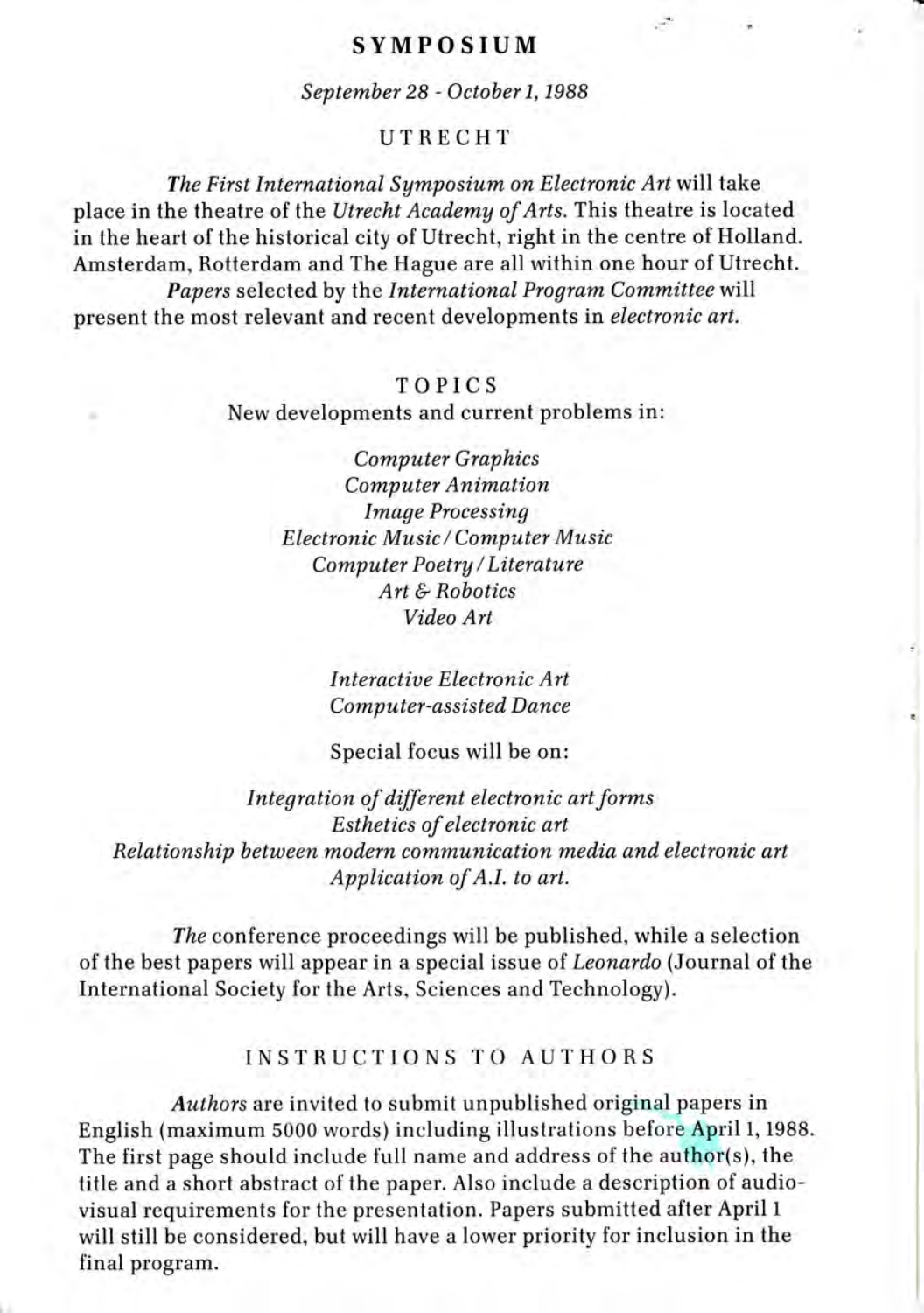## SYMPOSIUM

*September 28 - October 1, 1988*

### UTRECHT

*The First International Symposium on Electronic Art* will take place in the theatre of the *Utrecht Academy of Arts*. This theatre is located in the heart of the historical city of Utrecht, right in the centre of Holland. Amsterdam, Rotterdam and The Hague are all within one hour of Utrecht.

*Papers* selected by the *International Program Committee* will present the most relevant and recent developments in *electronic art*.

### TOPICS

New developments and current problems in:

*Computer Graphics*
*Computer Animation*
*Image Processing*
*Electronic Music / Computer Music*
*Computer Poetry / Literature*
*Art & Robotics*
*Video Art*

*Interactive Electronic Art*
*Computer-assisted Dance*

Special focus will be on:

*Integration of different electronic art forms*
*Esthetics of electronic art*
*Relationship between modern communication media and electronic art*
*Application of A.I. to art.*

*The* conference proceedings will be published, while a selection of the best papers will appear in a special issue of *Leonardo* (Journal of the International Society for the Arts, Sciences and Technology).

### INSTRUCTIONS TO AUTHORS

*Authors* are invited to submit unpublished original papers in English (maximum 5000 words) including illustrations before April 1, 1988. The first page should include full name and address of the author(s), the title and a short abstract of the paper. Also include a description of audio-visual requirements for the presentation. Papers submitted after April 1 will still be considered, but will have a lower priority for inclusion in the final program.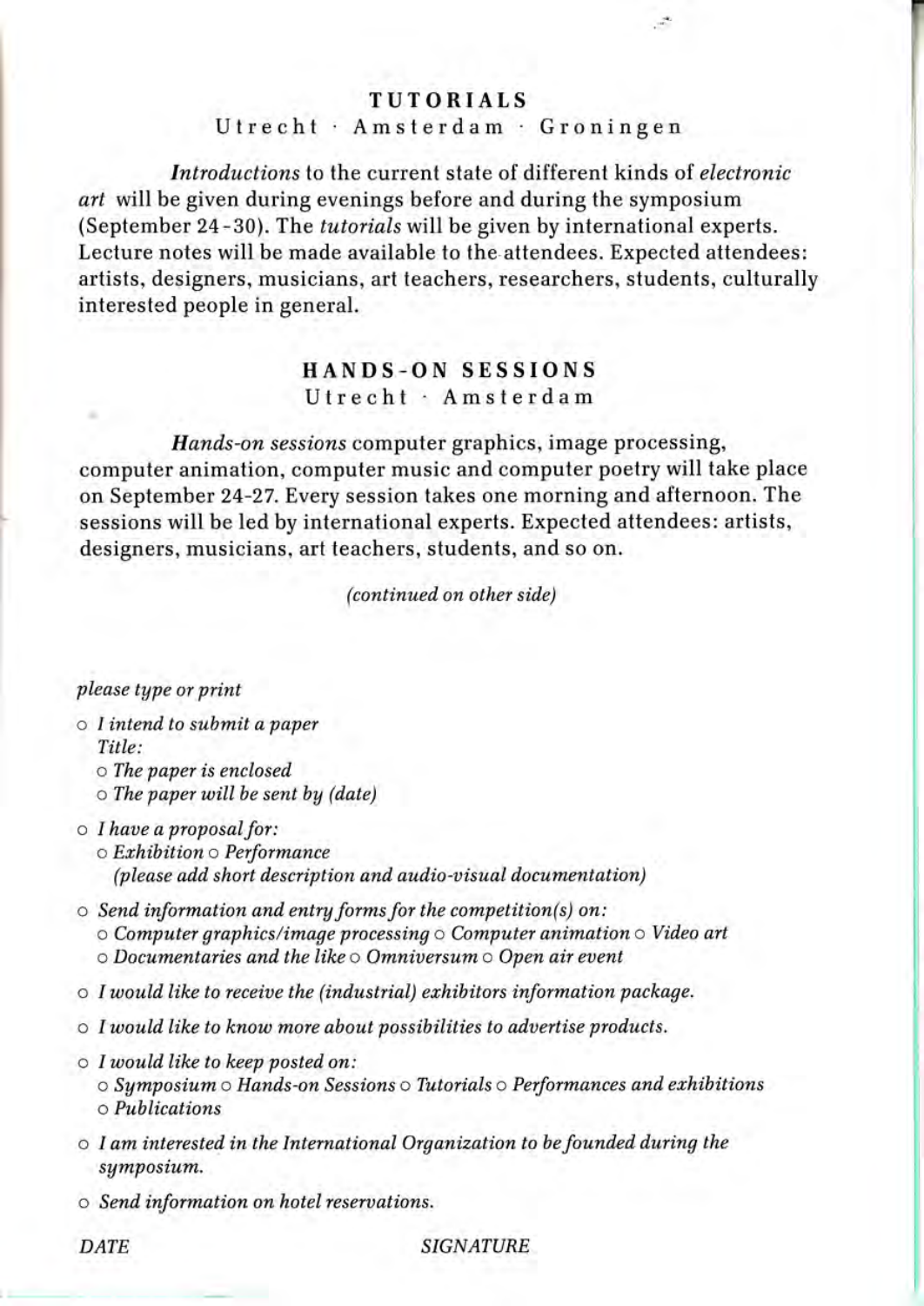## TUTORIALS

Utrecht · Amsterdam · Groningen

*Introductions* to the current state of different kinds of *electronic art* will be given during evenings before and during the symposium (September 24-30). The *tutorials* will be given by international experts. Lecture notes will be made available to the attendees. Expected attendees: artists, designers, musicians, art teachers, researchers, students, culturally interested people in general.

## HANDS-ON SESSIONS

Utrecht · Amsterdam

*Hands-on sessions* computer graphics, image processing, computer animation, computer music and computer poetry will take place on September 24-27. Every session takes one morning and afternoon. The sessions will be led by international experts. Expected attendees: artists, designers, musicians, art teachers, students, and so on.

*(continued on other side)*

*please type or print*

- ○ *I intend to submit a paper*
  *Title:*
  - ○ *The paper is enclosed*
  - ○ *The paper will be sent by (date)*
- ○ *I have a proposal for:*
  ○ *Exhibition* ○ *Performance*
  *(please add short description and audio-visual documentation)*
- ○ *Send information and entry forms for the competition(s) on:*
  ○ *Computer graphics/image processing* ○ *Computer animation* ○ *Video art*
  ○ *Documentaries and the like* ○ *Omniversum* ○ *Open air event*
- ○ *I would like to receive the (industrial) exhibitors information package.*
- ○ *I would like to know more about possibilities to advertise products.*
- ○ *I would like to keep posted on:*
  ○ *Symposium* ○ *Hands-on Sessions* ○ *Tutorials* ○ *Performances and exhibitions*
  ○ *Publications*
- ○ *I am interested in the International Organization to be founded during the symposium.*
- ○ *Send information on hotel reservations.*

*DATE* *SIGNATURE*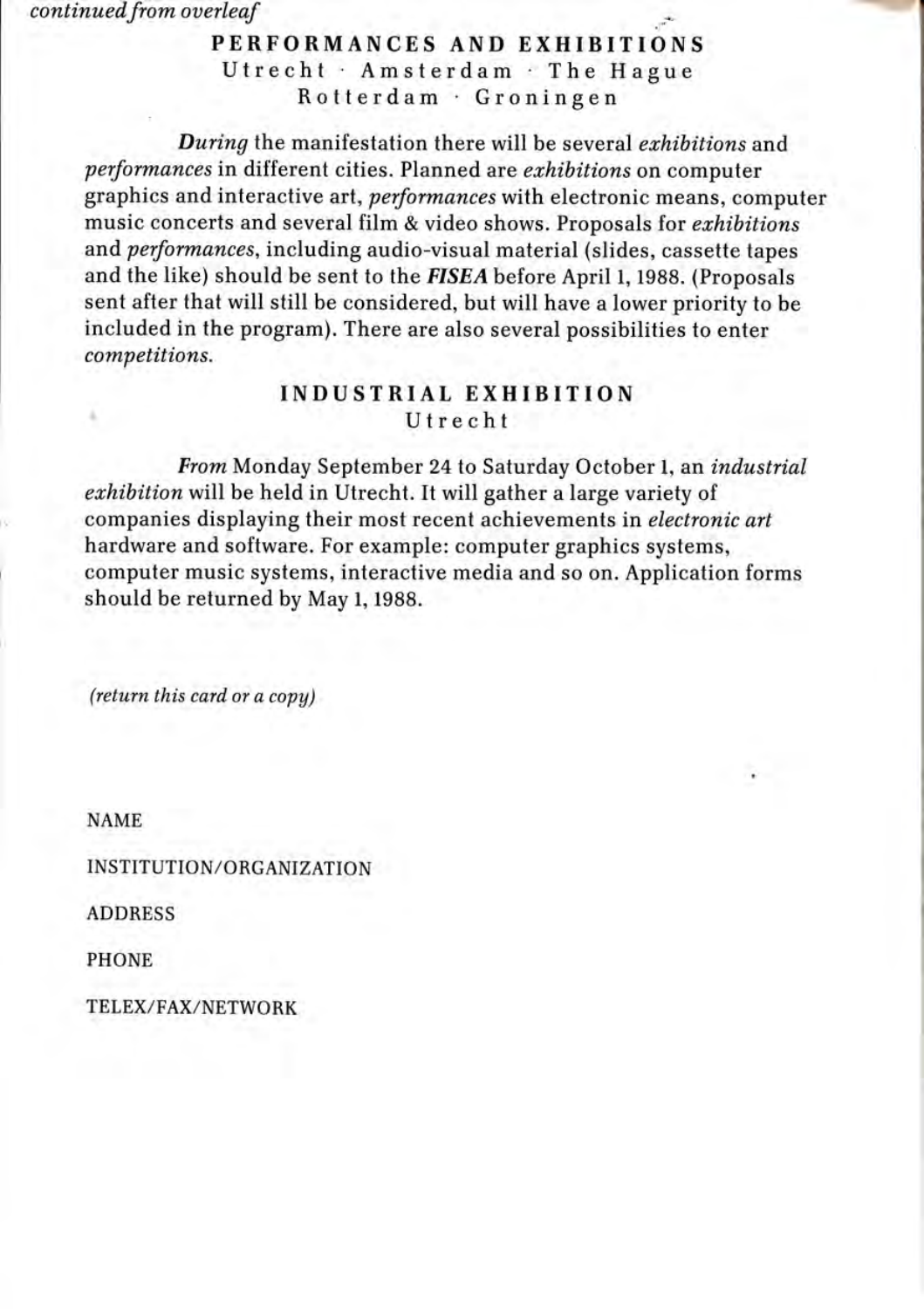*continued from overleaf*

## PERFORMANCES AND EXHIBITIONS

Utrecht · Amsterdam · The Hague
Rotterdam · Groningen

*During* the manifestation there will be several *exhibitions* and *performances* in different cities. Planned are *exhibitions* on computer graphics and interactive art, *performances* with electronic means, computer music concerts and several film & video shows. Proposals for *exhibitions* and *performances*, including audio-visual material (slides, cassette tapes and the like) should be sent to the ***FISEA*** before April 1, 1988. (Proposals sent after that will still be considered, but will have a lower priority to be included in the program). There are also several possibilities to enter *competitions.*

## INDUSTRIAL EXHIBITION

Utrecht

*From* Monday September 24 to Saturday October 1, an *industrial exhibition* will be held in Utrecht. It will gather a large variety of companies displaying their most recent achievements in *electronic art* hardware and software. For example: computer graphics systems, computer music systems, interactive media and so on. Application forms should be returned by May 1, 1988.

*(return this card or a copy)*

NAME

INSTITUTION/ORGANIZATION

ADDRESS

PHONE

TELEX/FAX/NETWORK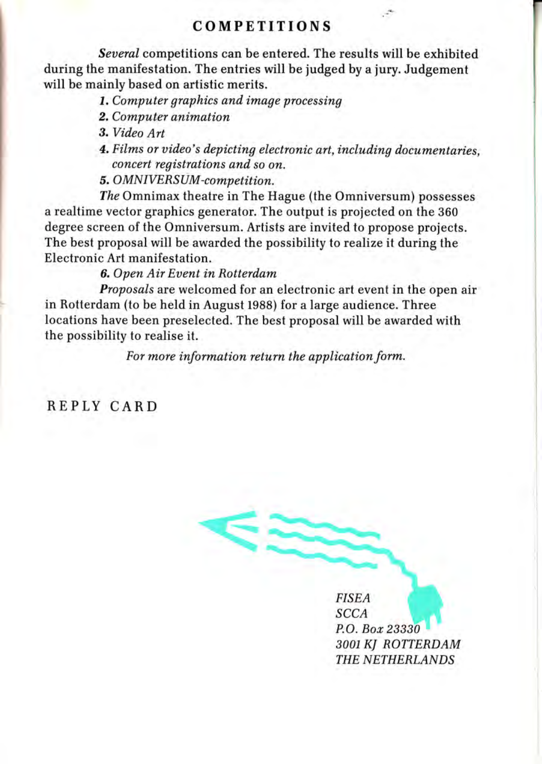## COMPETITIONS

*Several* competitions can be entered. The results will be exhibited during the manifestation. The entries will be judged by a jury. Judgement will be mainly based on artistic merits.

1. *Computer graphics and image processing*
2. *Computer animation*
3. *Video Art*
4. *Films or video's depicting electronic art, including documentaries, concert registrations and so on.*
5. *OMNIVERSUM-competition.*

*The* Omnimax theatre in The Hague (the Omniversum) possesses a realtime vector graphics generator. The output is projected on the 360 degree screen of the Omniversum. Artists are invited to propose projects. The best proposal will be awarded the possibility to realize it during the Electronic Art manifestation.

6. *Open Air Event in Rotterdam*

*Proposals* are welcomed for an electronic art event in the open air in Rotterdam (to be held in August 1988) for a large audience. Three locations have been preselected. The best proposal will be awarded with the possibility to realise it.

*For more information return the application form.*

REPLY CARD

*FISEA*
*SCCA*
*P.O. Box 23330*
*3001 KJ ROTTERDAM*
*THE NETHERLANDS*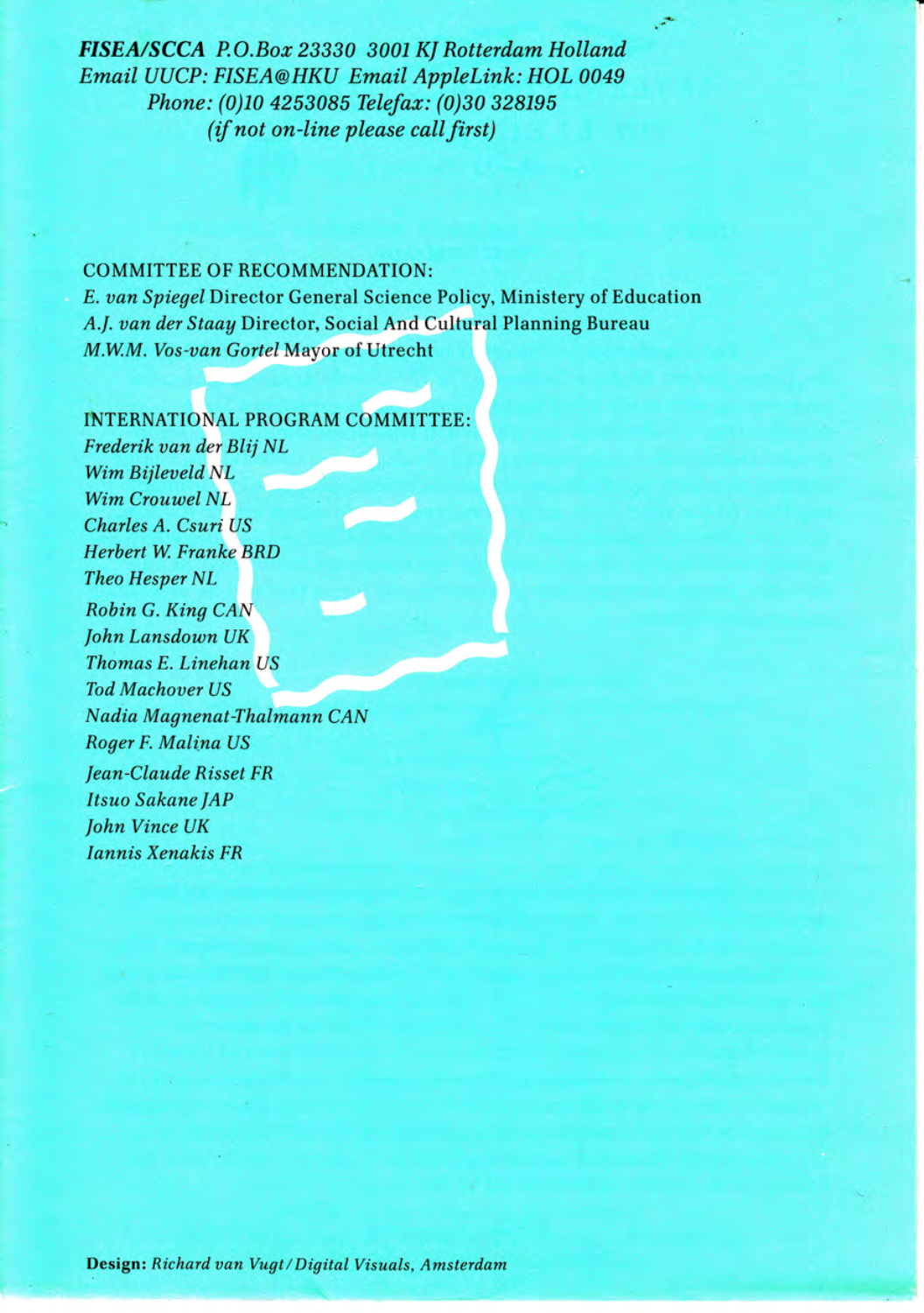***FISEA/SCCA*** *P.O.Box 23330 3001 KJ Rotterdam Holland*
*Email UUCP: FISEA@HKU Email AppleLink: HOL 0049*
*Phone: (0)10 4253085 Telefax: (0)30 328195*
*(if not on-line please call first)*

COMMITTEE OF RECOMMENDATION:

*E. van Spiegel* Director General Science Policy, Ministery of Education
*A.J. van der Staay* Director, Social And Cultural Planning Bureau
*M.W.M. Vos-van Gortel* Mayor of Utrecht

INTERNATIONAL PROGRAM COMMITTEE:

*Frederik van der Blij NL*
*Wim Bijleveld NL*
*Wim Crouwel NL*
*Charles A. Csuri US*
*Herbert W. Franke BRD*
*Theo Hesper NL*
*Robin G. King CAN*
*John Lansdown UK*
*Thomas E. Linehan US*
*Tod Machover US*
*Nadia Magnenat-Thalmann CAN*
*Roger F. Malina US*
*Jean-Claude Risset FR*
*Itsuo Sakane JAP*
*John Vince UK*
*Iannis Xenakis FR*

**Design:** *Richard van Vugt/Digital Visuals, Amsterdam*